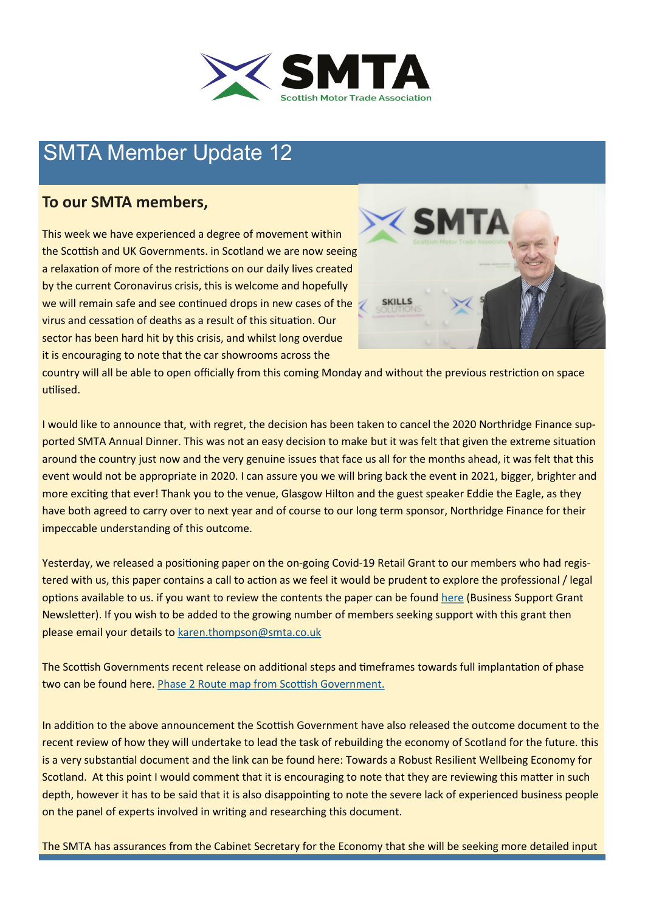# SMTA Member Update 12

## To our SMTA members,

This week we have experienced a degree of movement within the Scottish and UK Governments. in Scotland we are now seeing a relaxation of more of the restrictions on our daily lives created by the current Coronavirus crisis, this is welcome and hopefully we will remain safe and see continued drops in new cases of the virus and cessation of deaths as a result of this situation. Our sector has been hard hit by this crisis, and whilst long overdue it is encouraging to note that the car showrooms across the country will all be able to open officially from this coming Monday and without the previous restriction on space utilised.

I would like to announce that, with regret, the decision has been taken to cancel the 2020 Northridge Finance supported SMTA Annual Dinner. This was not an easy decision to make but it was felt that given the extreme situation around the country just now and the very genuine issues that face us all for the months ahead, it was felt that this event would not be appropriate in 2020. I can assure you we will bring back the event in 2021, bigger, brighter and more exciting that ever! Thank you to the venue, Glasgow Hilton and the guest speaker Eddie the Eagle, as they have both agreed to carry over to next year and of course to our long term sponsor, Northridge Finance for their impeccable understanding of this outcome.

Yesterday, we released a positioning paper on the on-going Covid-19 Retail Grant to our members who had registered with us, this paper contains a call to action as we feel it would be prudent to explore the professional / legal options available to us. if you want to review the contents the paper can be found here (Business Support Grant Newsletter). If you wish to be added to the growing number of members seeking support with this grant then please email your details to karen.thompson@smta.co.uk

The Scottish Governments recent release on additional steps and timeframes towards full implantation of phase two can be found here. Phase 2 Route map from Scottish Government.

In addition to the above announcement the Scottish Government have also released the outcome document to the recent review of how they will undertake to lead the task of rebuilding the economy of Scotland for the future. this is a very substantial document and the link can be found here: Towards a Robust Resilient Wellbeing Economy for Scotland. At this point I would comment that it is encouraging to note that they are reviewing this matter in such depth, however it has to be said that it is also disappointing to note the severe lack of experienced business people on the panel of experts involved in writing and researching this document.

The SMTA has assurances from the Cabinet Secretary for the Economy that she will be seeking more detailed input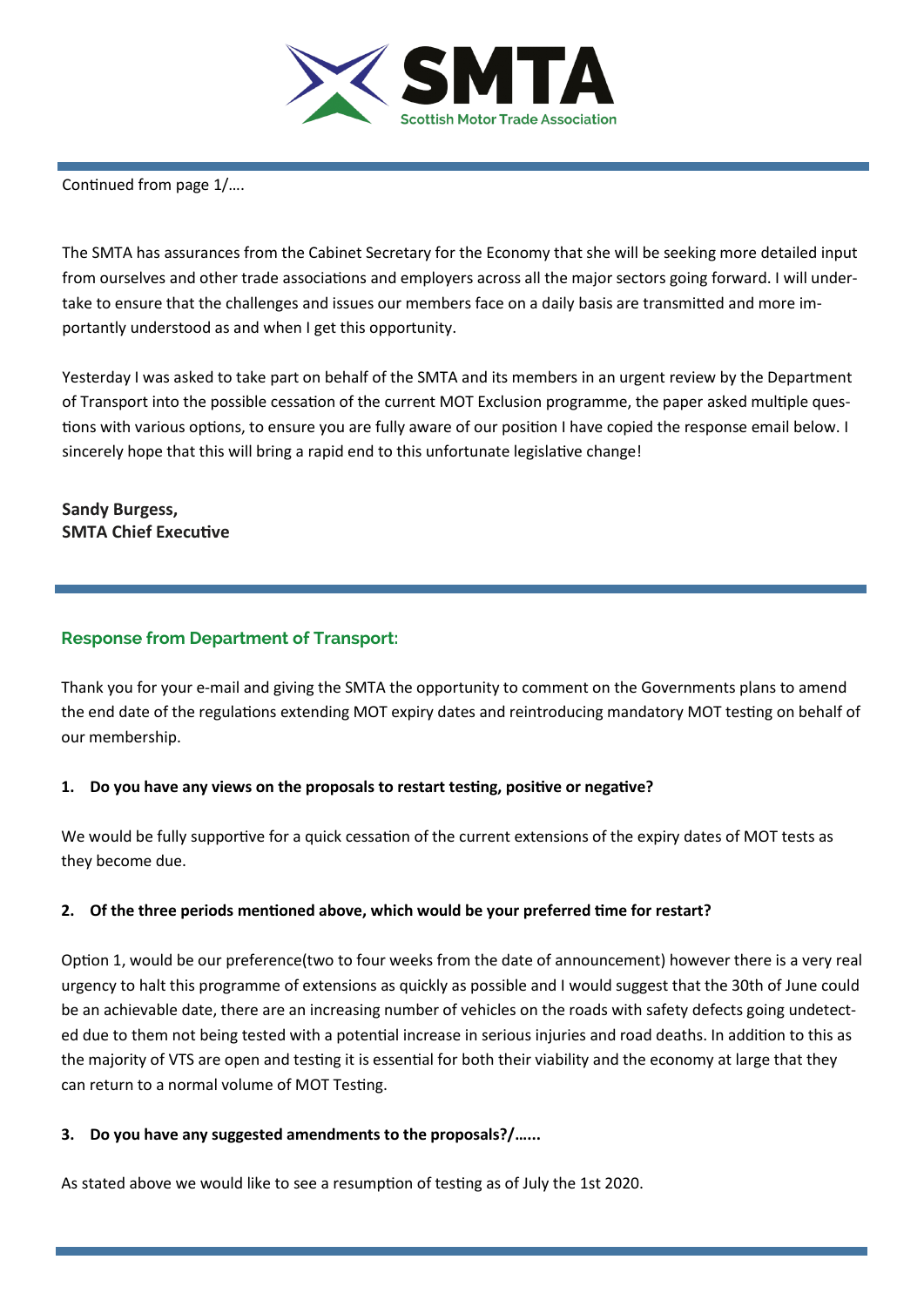Continued from page 1/….

The SMTA has assurances from the Cabinet Secretary for the Economy that she will be seeking more detailed input from ourselves and other trade associations and employers across all the major sectors going forward. I will undertake to ensure that the challenges and issues our members face on a daily basis are transmitted and more importantly understood as and when I get this opportunity.

Yesterday I was asked to take part on behalf of the SMTA and its members in an urgent review by the Department of Transport into the possible cessation of the current MOT Exclusion programme, the paper asked multiple questions with various options, to ensure you are fully aware of our position I have copied the response email below. I sincerely hope that this will bring a rapid end to this unfortunate legislative change!

**Sandy Burgess,**
**SMTA Chief Executive**

## Response from Department of Transport:

Thank you for your e-mail and giving the SMTA the opportunity to comment on the Governments plans to amend the end date of the regulations extending MOT expiry dates and reintroducing mandatory MOT testing on behalf of our membership.

**1. Do you have any views on the proposals to restart testing, positive or negative?**

We would be fully supportive for a quick cessation of the current extensions of the expiry dates of MOT tests as they become due.

**2. Of the three periods mentioned above, which would be your preferred time for restart?**

Option 1, would be our preference(two to four weeks from the date of announcement) however there is a very real urgency to halt this programme of extensions as quickly as possible and I would suggest that the 30th of June could be an achievable date, there are an increasing number of vehicles on the roads with safety defects going undetected due to them not being tested with a potential increase in serious injuries and road deaths. In addition to this as the majority of VTS are open and testing it is essential for both their viability and the economy at large that they can return to a normal volume of MOT Testing.

**3. Do you have any suggested amendments to the proposals?/…...**

As stated above we would like to see a resumption of testing as of July the 1st 2020.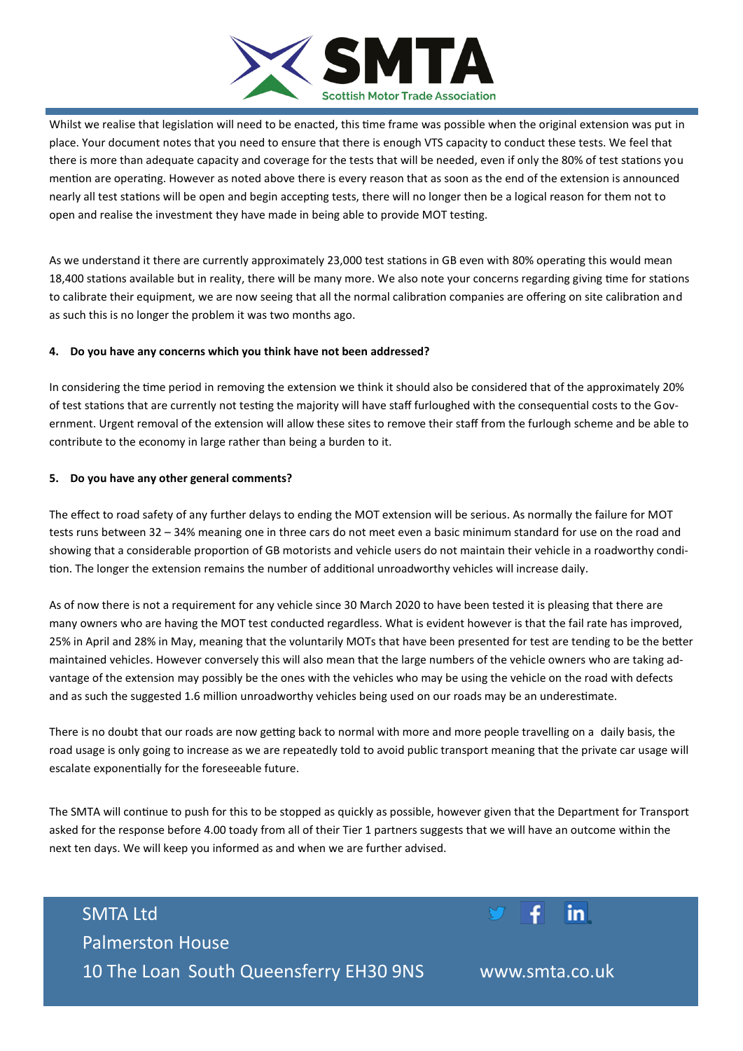Whilst we realise that legislation will need to be enacted, this time frame was possible when the original extension was put in place. Your document notes that you need to ensure that there is enough VTS capacity to conduct these tests. We feel that there is more than adequate capacity and coverage for the tests that will be needed, even if only the 80% of test stations you mention are operating. However as noted above there is every reason that as soon as the end of the extension is announced nearly all test stations will be open and begin accepting tests, there will no longer then be a logical reason for them not to open and realise the investment they have made in being able to provide MOT testing.

As we understand it there are currently approximately 23,000 test stations in GB even with 80% operating this would mean 18,400 stations available but in reality, there will be many more. We also note your concerns regarding giving time for stations to calibrate their equipment, we are now seeing that all the normal calibration companies are offering on site calibration and as such this is no longer the problem it was two months ago.

**4. Do you have any concerns which you think have not been addressed?**

In considering the time period in removing the extension we think it should also be considered that of the approximately 20% of test stations that are currently not testing the majority will have staff furloughed with the consequential costs to the Government. Urgent removal of the extension will allow these sites to remove their staff from the furlough scheme and be able to contribute to the economy in large rather than being a burden to it.

**5. Do you have any other general comments?**

The effect to road safety of any further delays to ending the MOT extension will be serious. As normally the failure for MOT tests runs between 32 – 34% meaning one in three cars do not meet even a basic minimum standard for use on the road and showing that a considerable proportion of GB motorists and vehicle users do not maintain their vehicle in a roadworthy condition. The longer the extension remains the number of additional unroadworthy vehicles will increase daily.

As of now there is not a requirement for any vehicle since 30 March 2020 to have been tested it is pleasing that there are many owners who are having the MOT test conducted regardless. What is evident however is that the fail rate has improved, 25% in April and 28% in May, meaning that the voluntarily MOTs that have been presented for test are tending to be the better maintained vehicles. However conversely this will also mean that the large numbers of the vehicle owners who are taking advantage of the extension may possibly be the ones with the vehicles who may be using the vehicle on the road with defects and as such the suggested 1.6 million unroadworthy vehicles being used on our roads may be an underestimate.

There is no doubt that our roads are now getting back to normal with more and more people travelling on a daily basis, the road usage is only going to increase as we are repeatedly told to avoid public transport meaning that the private car usage will escalate exponentially for the foreseeable future.

The SMTA will continue to push for this to be stopped as quickly as possible, however given that the Department for Transport asked for the response before 4.00 toady from all of their Tier 1 partners suggests that we will have an outcome within the next ten days. We will keep you informed as and when we are further advised.

SMTA Ltd
Palmerston House
10 The Loan South Queensferry EH30 9NS

www.smta.co.uk